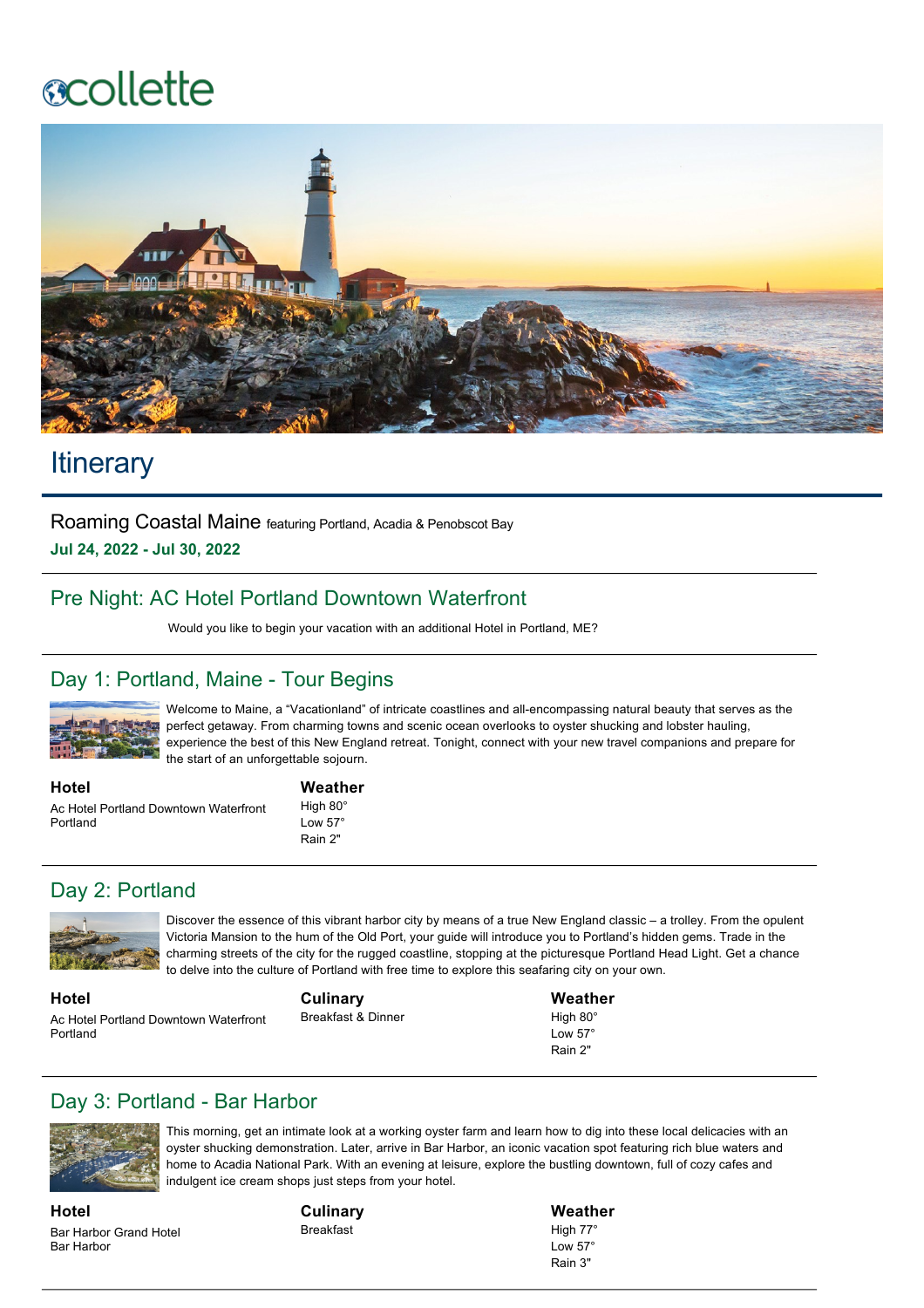# collette

## Itinerary

Roaming Coastal Maine featuring Portland, Acadia & Penobscot Bay

**Jul 24, 2022 - Jul 30, 2022**

## Pre Night: AC Hotel Portland Downtown Waterfront

Would you like to begin your vacation with an additional Hotel in Portland, ME?

## Day 1: Portland, Maine - Tour Begins

Welcome to Maine, a "Vacationland" of intricate coastlines and all-encompassing natural beauty that serves as the perfect getaway. From charming towns and scenic ocean overlooks to oyster shucking and lobster hauling, experience the best of this New England retreat. Tonight, connect with your new travel companions and prepare for the start of an unforgettable sojourn.

**Hotel**
Ac Hotel Portland Downtown Waterfront
Portland

**Weather**
High 80°
Low 57°
Rain 2"

## Day 2: Portland

Discover the essence of this vibrant harbor city by means of a true New England classic – a trolley. From the opulent Victoria Mansion to the hum of the Old Port, your guide will introduce you to Portland's hidden gems. Trade in the charming streets of the city for the rugged coastline, stopping at the picturesque Portland Head Light. Get a chance to delve into the culture of Portland with free time to explore this seafaring city on your own.

**Hotel**
Ac Hotel Portland Downtown Waterfront
Portland

**Culinary**
Breakfast & Dinner

**Weather**
High 80°
Low 57°
Rain 2"

## Day 3: Portland - Bar Harbor

This morning, get an intimate look at a working oyster farm and learn how to dig into these local delicacies with an oyster shucking demonstration. Later, arrive in Bar Harbor, an iconic vacation spot featuring rich blue waters and home to Acadia National Park. With an evening at leisure, explore the bustling downtown, full of cozy cafes and indulgent ice cream shops just steps from your hotel.

**Hotel**
Bar Harbor Grand Hotel
Bar Harbor

**Culinary**
Breakfast

**Weather**
High 77°
Low 57°
Rain 3"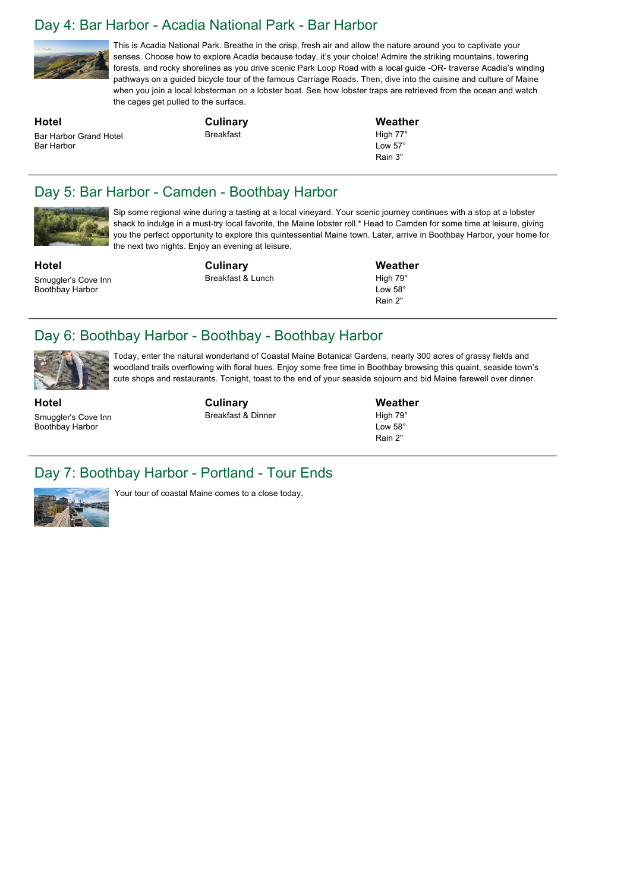## Day 4: Bar Harbor - Acadia National Park - Bar Harbor

This is Acadia National Park. Breathe in the crisp, fresh air and allow the nature around you to captivate your senses. Choose how to explore Acadia because today, it's your choice! Admire the striking mountains, towering forests, and rocky shorelines as you drive scenic Park Loop Road with a local guide -OR- traverse Acadia's winding pathways on a guided bicycle tour of the famous Carriage Roads. Then, dive into the cuisine and culture of Maine when you join a local lobsterman on a lobster boat. See how lobster traps are retrieved from the ocean and watch the cages get pulled to the surface.

**Hotel**
Bar Harbor Grand Hotel
Bar Harbor

**Culinary**
Breakfast

**Weather**
High 77°
Low 57°
Rain 3"

---

## Day 5: Bar Harbor - Camden - Boothbay Harbor

Sip some regional wine during a tasting at a local vineyard. Your scenic journey continues with a stop at a lobster shack to indulge in a must-try local favorite, the Maine lobster roll.* Head to Camden for some time at leisure, giving you the perfect opportunity to explore this quintessential Maine town. Later, arrive in Boothbay Harbor, your home for the next two nights. Enjoy an evening at leisure.

**Hotel**
Smuggler's Cove Inn
Boothbay Harbor

**Culinary**
Breakfast & Lunch

**Weather**
High 79°
Low 58°
Rain 2"

---

## Day 6: Boothbay Harbor - Boothbay - Boothbay Harbor

Today, enter the natural wonderland of Coastal Maine Botanical Gardens, nearly 300 acres of grassy fields and woodland trails overflowing with floral hues. Enjoy some free time in Boothbay browsing this quaint, seaside town's cute shops and restaurants. Tonight, toast to the end of your seaside sojourn and bid Maine farewell over dinner.

**Hotel**
Smuggler's Cove Inn
Boothbay Harbor

**Culinary**
Breakfast & Dinner

**Weather**
High 79°
Low 58°
Rain 2"

---

## Day 7: Boothbay Harbor - Portland - Tour Ends

Your tour of coastal Maine comes to a close today.